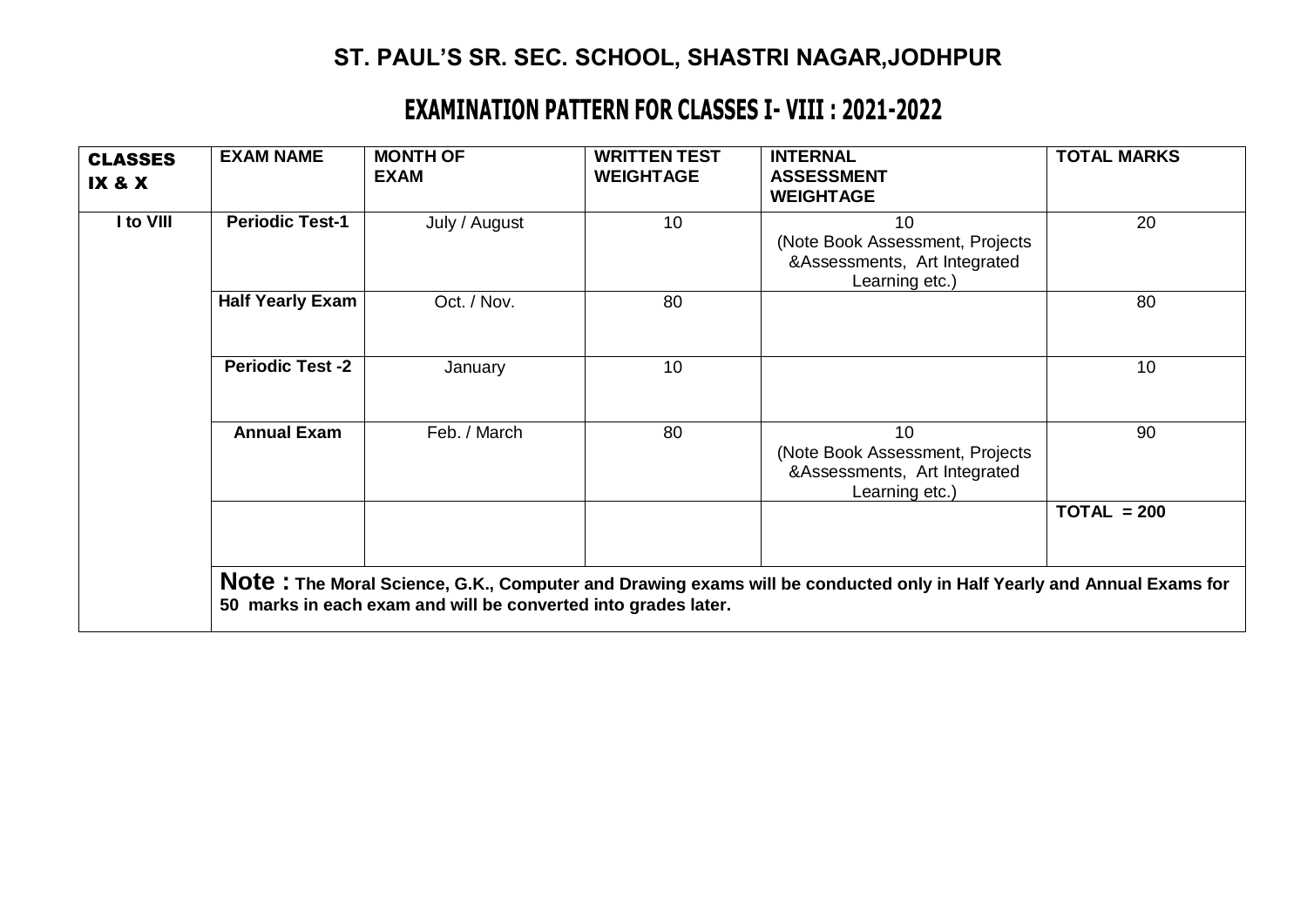## ST. PAUL'S SR. SEC. SCHOOL, SHASTRI NAGAR,JODHPUR

# EXAMINATION PATTERN FOR CLASSES I- VIII : 2021-2022

| CLASSES IX & X | EXAM NAME | MONTH OF EXAM | WRITTEN TEST WEIGHTAGE | INTERNAL ASSESSMENT WEIGHTAGE | TOTAL MARKS |
|---|---|---|---|---|---|
| I to VIII | Periodic Test-1 | July / August | 10 | 10 (Note Book Assessment, Projects &Assessments, Art Integrated Learning etc.) | 20 |
| | Half Yearly Exam | Oct. / Nov. | 80 | | 80 |
| | Periodic Test -2 | January | 10 | | 10 |
| | Annual Exam | Feb. / March | 80 | 10 (Note Book Assessment, Projects &Assessments, Art Integrated Learning etc.) | 90 |
| | | | | | TOTAL = 200 |
| | **Note : The Moral Science, G.K., Computer and Drawing exams will be conducted only in Half Yearly and Annual Exams for 50 marks in each exam and will be converted into grades later.** | | | | |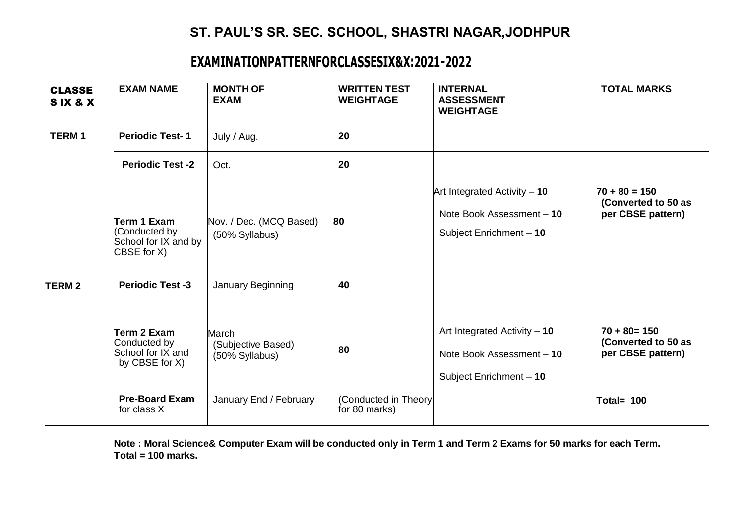# ST. PAUL'S SR. SEC. SCHOOL, SHASTRI NAGAR,JODHPUR

## EXAMINATIONPATTERNFORCLASSESIX&X:2021-2022

| CLASSES IX & X | EXAM NAME | MONTH OF EXAM | WRITTEN TEST WEIGHTAGE | INTERNAL ASSESSMENT WEIGHTAGE | TOTAL MARKS |
|---|---|---|---|---|---|
| **TERM 1** | **Periodic Test- 1** | July / Aug. | **20** | | |
| | **Periodic Test -2** | Oct. | **20** | | |
| | **Term 1 Exam** (Conducted by School for IX and by CBSE for X) | Nov. / Dec. (MCQ Based) (50% Syllabus) | **80** | Art Integrated Activity – **10**<br>Note Book Assessment – **10**<br>Subject Enrichment – **10** | **70 + 80 = 150 (Converted to 50 as per CBSE pattern)** |
| **TERM 2** | **Periodic Test -3** | January Beginning | **40** | | |
| | **Term 2 Exam** Conducted by School for IX and by CBSE for X) | March (Subjective Based) (50% Syllabus) | **80** | Art Integrated Activity – **10**<br>Note Book Assessment – **10**<br>Subject Enrichment – **10** | **70 + 80= 150 (Converted to 50 as per CBSE pattern)** |
| | **Pre-Board Exam** for class X | January End / February | (Conducted in Theory for 80 marks) | | **Total= 100** |
| | **Note : Moral Science& Computer Exam will be conducted only in Term 1 and Term 2 Exams for 50 marks for each Term. Total = 100 marks.** | | | | |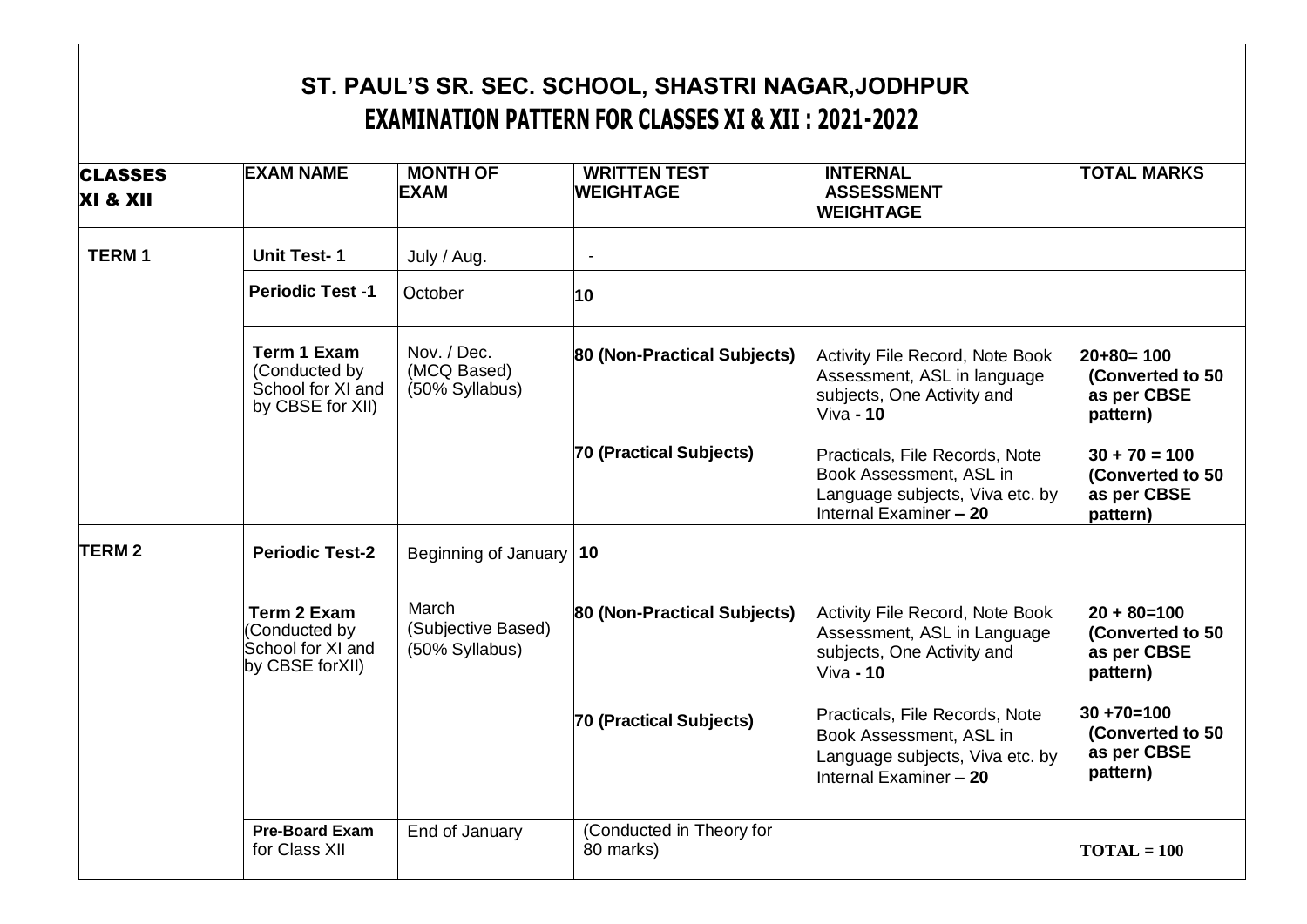# ST. PAUL'S SR. SEC. SCHOOL, SHASTRI NAGAR,JODHPUR

## EXAMINATION PATTERN FOR CLASSES XI & XII : 2021-2022

| CLASSES XI & XII | EXAM NAME | MONTH OF EXAM | WRITTEN TEST WEIGHTAGE | INTERNAL ASSESSMENT WEIGHTAGE | TOTAL MARKS |
|---|---|---|---|---|---|
| **TERM 1** | **Unit Test- 1** | July / Aug. | - | | |
| | **Periodic Test -1** | October | **10** | | |
| | **Term 1 Exam** (Conducted by School for XI and by CBSE for XII) | Nov. / Dec. (MCQ Based) (50% Syllabus) | **80 (Non-Practical Subjects)** | Activity File Record, Note Book Assessment, ASL in language subjects, One Activity and Viva **- 10** | **20+80= 100 (Converted to 50 as per CBSE pattern)** |
| | | | **70 (Practical Subjects)** | Practicals, File Records, Note Book Assessment, ASL in Language subjects, Viva etc. by Internal Examiner **– 20** | **30 + 70 = 100 (Converted to 50 as per CBSE pattern)** |
| **TERM 2** | **Periodic Test-2** | Beginning of January | **10** | | |
| | **Term 2 Exam** (Conducted by School for XI and by CBSE forXII) | March (Subjective Based) (50% Syllabus) | **80 (Non-Practical Subjects)** | Activity File Record, Note Book Assessment, ASL in Language subjects, One Activity and Viva **- 10** | **20 + 80=100 (Converted to 50 as per CBSE pattern)** |
| | | | **70 (Practical Subjects)** | Practicals, File Records, Note Book Assessment, ASL in Language subjects, Viva etc. by Internal Examiner **– 20** | **30 +70=100 (Converted to 50 as per CBSE pattern)** |
| | **Pre-Board Exam** for Class XII | End of January | (Conducted in Theory for 80 marks) | | **TOTAL = 100** |